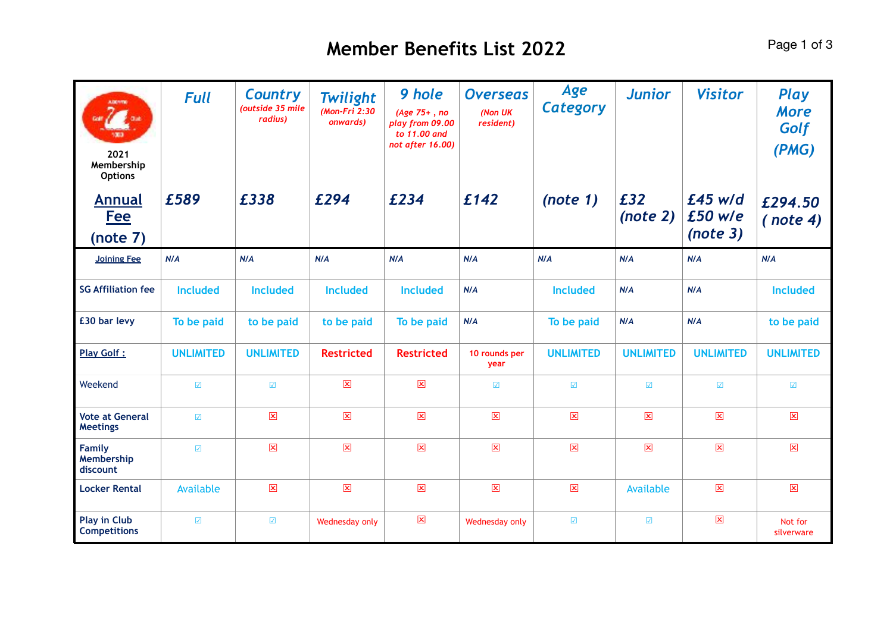# Member Benefits List 2022

| 2021 Membership Options | *Full* | *Country* *(outside 35 mile radius)* | *Twilight* *(Mon-Fri 2:30 onwards)* | *9 hole* *(Age 75+ , no play from 09.00 to 11.00 and not after 16.00)* | *Overseas* *(Non UK resident)* | *Age Category* | *Junior* | *Visitor* | *Play More Golf (PMG)* |
|---|---|---|---|---|---|---|---|---|---|
| **Annual Fee (note 7)** | *£589* | *£338* | *£294* | *£234* | *£142* | *(note 1)* | *£32 (note 2)* | *£45 w/d £50 w/e (note 3)* | *£294.50 ( note 4)* |
| Joining Fee | N/A | N/A | N/A | N/A | N/A | N/A | N/A | N/A | N/A |
| SG Affiliation fee | Included | Included | Included | Included | N/A | Included | N/A | N/A | Included |
| £30 bar levy | To be paid | to be paid | to be paid | To be paid | N/A | To be paid | N/A | N/A | to be paid |
| Play Golf : | UNLIMITED | UNLIMITED | Restricted | Restricted | 10 rounds per year | UNLIMITED | UNLIMITED | UNLIMITED | UNLIMITED |
| Weekend | ☑ | ☑ | ☒ | ☒ | ☑ | ☑ | ☑ | ☑ | ☑ |
| Vote at General Meetings | ☑ | ☒ | ☒ | ☒ | ☒ | ☒ | ☒ | ☒ | ☒ |
| Family Membership discount | ☑ | ☒ | ☒ | ☒ | ☒ | ☒ | ☒ | ☒ | ☒ |
| Locker Rental | Available | ☒ | ☒ | ☒ | ☒ | ☒ | Available | ☒ | ☒ |
| Play in Club Competitions | ☑ | ☑ | Wednesday only | ☒ | Wednesday only | ☑ | ☑ | ☒ | Not for silverware |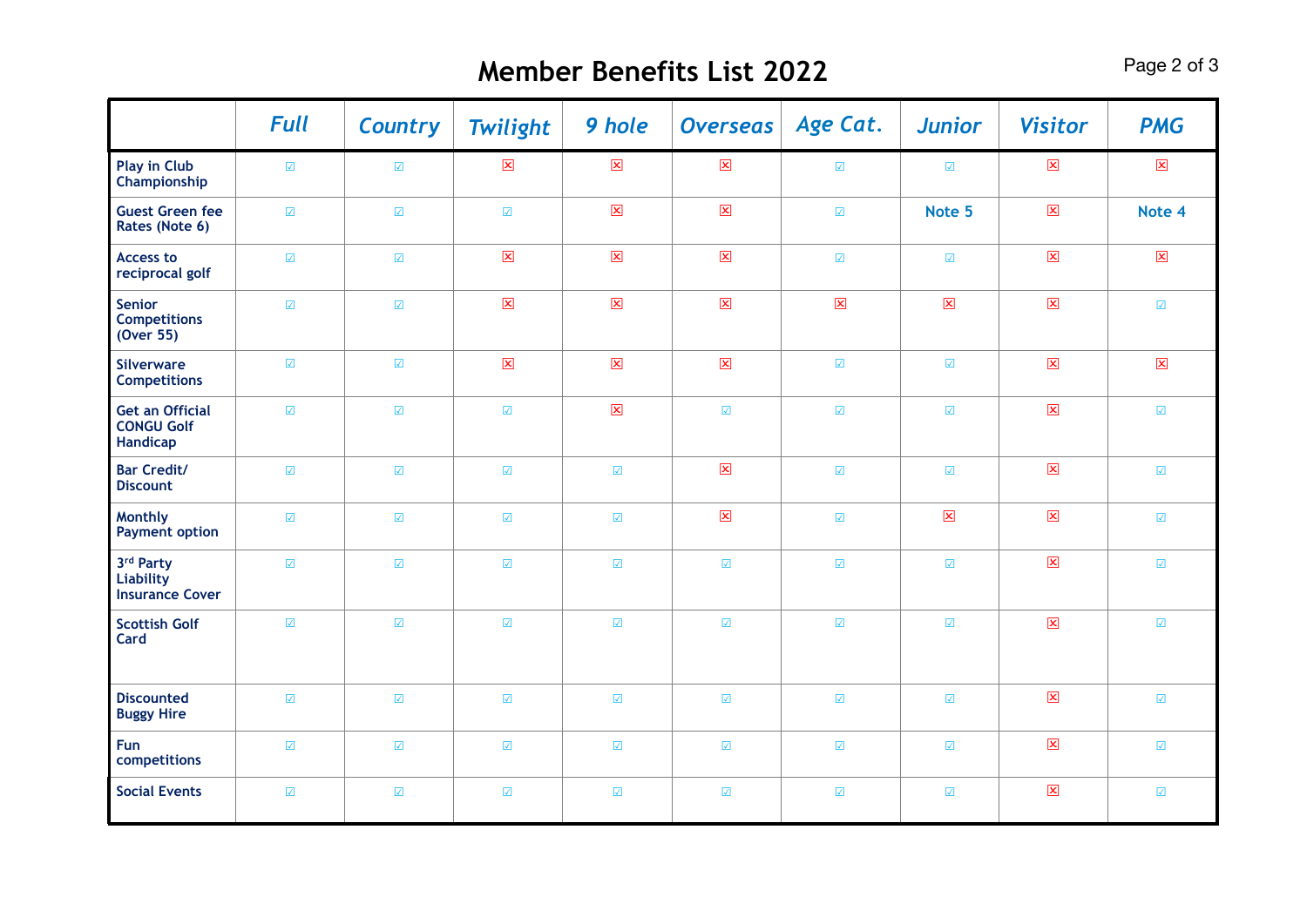# Member Benefits List 2022

| | *Full* | *Country* | *Twilight* | *9 hole* | *Overseas* | *Age Cat.* | *Junior* | *Visitor* | *PMG* |
|---|---|---|---|---|---|---|---|---|---|
| **Play in Club Championship** | ☑ | ☑ | ☒ | ☒ | ☒ | ☑ | ☑ | ☒ | ☒ |
| **Guest Green fee Rates (Note 6)** | ☑ | ☑ | ☑ | ☒ | ☒ | ☑ | **Note 5** | ☒ | **Note 4** |
| **Access to reciprocal golf** | ☑ | ☑ | ☒ | ☒ | ☒ | ☑ | ☑ | ☒ | ☒ |
| **Senior Competitions (Over 55)** | ☑ | ☑ | ☒ | ☒ | ☒ | ☒ | ☒ | ☒ | ☑ |
| **Silverware Competitions** | ☑ | ☑ | ☒ | ☒ | ☒ | ☑ | ☑ | ☒ | ☒ |
| **Get an Official CONGU Golf Handicap** | ☑ | ☑ | ☑ | ☒ | ☑ | ☑ | ☑ | ☒ | ☑ |
| **Bar Credit/ Discount** | ☑ | ☑ | ☑ | ☑ | ☒ | ☑ | ☑ | ☒ | ☑ |
| **Monthly Payment option** | ☑ | ☑ | ☑ | ☑ | ☒ | ☑ | ☒ | ☒ | ☑ |
| **3rd Party Liability Insurance Cover** | ☑ | ☑ | ☑ | ☑ | ☑ | ☑ | ☑ | ☒ | ☑ |
| **Scottish Golf Card** | ☑ | ☑ | ☑ | ☑ | ☑ | ☑ | ☑ | ☒ | ☑ |
| **Discounted Buggy Hire** | ☑ | ☑ | ☑ | ☑ | ☑ | ☑ | ☑ | ☒ | ☑ |
| **Fun competitions** | ☑ | ☑ | ☑ | ☑ | ☑ | ☑ | ☑ | ☒ | ☑ |
| **Social Events** | ☑ | ☑ | ☑ | ☑ | ☑ | ☑ | ☑ | ☒ | ☑ |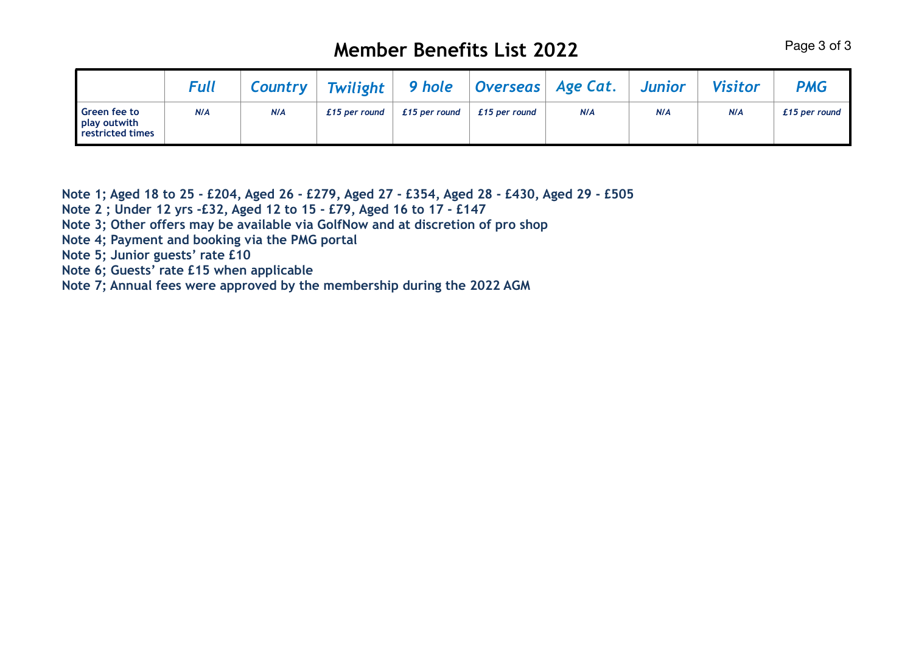# Member Benefits List 2022

| | Full | Country | Twilight | 9 hole | Overseas | Age Cat. | Junior | Visitor | PMG |
|---|---|---|---|---|---|---|---|---|---|
| Green fee to play outwith restricted times | N/A | N/A | £15 per round | £15 per round | £15 per round | N/A | N/A | N/A | £15 per round |

**Note 1; Aged 18 to 25 - £204, Aged 26 - £279, Aged 27 - £354, Aged 28 - £430, Aged 29 - £505**
**Note 2 ; Under 12 yrs -£32, Aged 12 to 15 - £79, Aged 16 to 17 - £147**
**Note 3; Other offers may be available via GolfNow and at discretion of pro shop**
**Note 4; Payment and booking via the PMG portal**
**Note 5; Junior guests' rate £10**
**Note 6; Guests' rate £15 when applicable**
**Note 7; Annual fees were approved by the membership during the 2022 AGM**